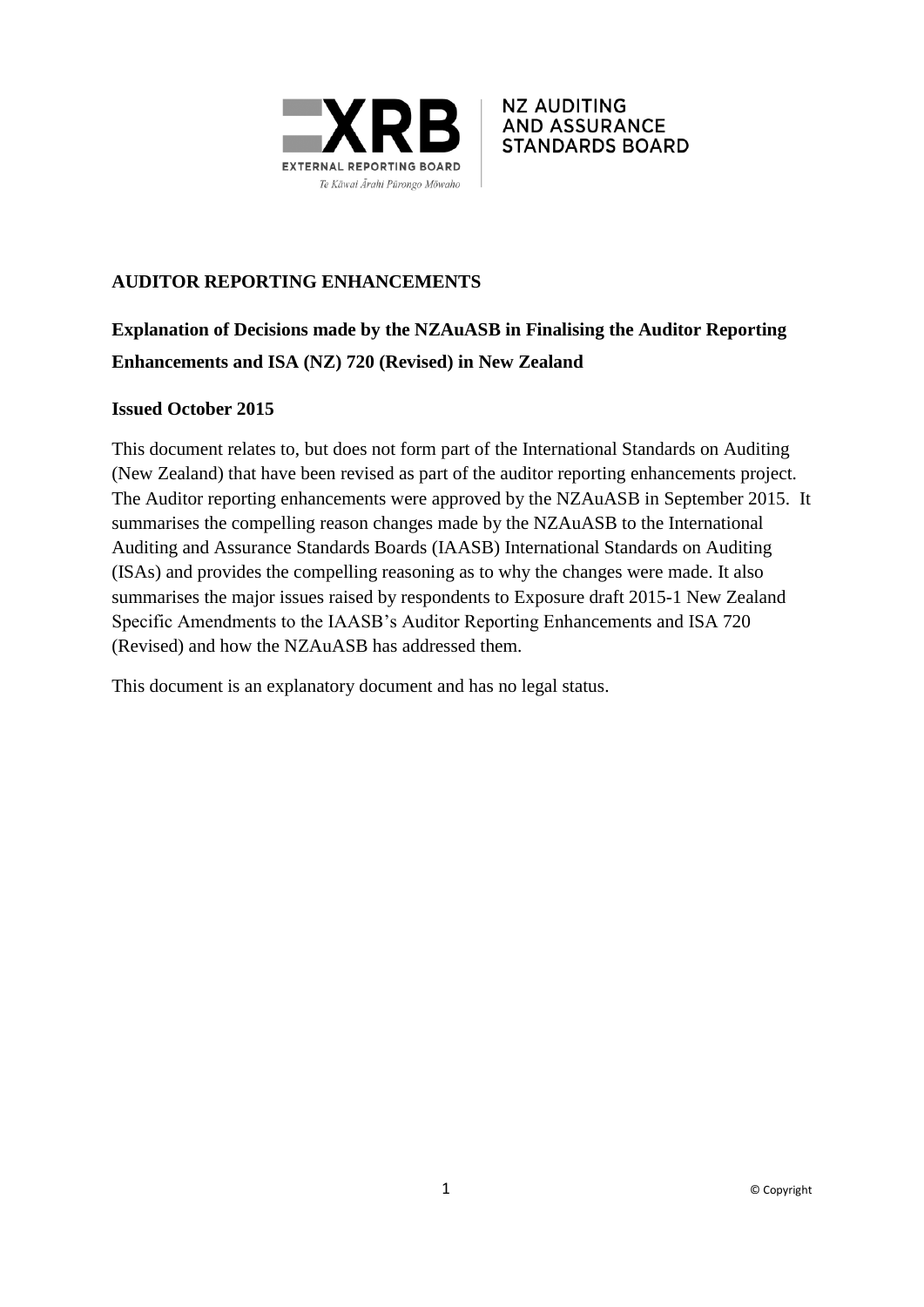XRB EXTERNAL REPORTING BOARD
Te Kāwai Ārahi Pūrongo Mōwaho

NZ AUDITING AND ASSURANCE STANDARDS BOARD

**AUDITOR REPORTING ENHANCEMENTS**

**Explanation of Decisions made by the NZAuASB in Finalising the Auditor Reporting Enhancements and ISA (NZ) 720 (Revised) in New Zealand**

**Issued October 2015**

This document relates to, but does not form part of the International Standards on Auditing (New Zealand) that have been revised as part of the auditor reporting enhancements project. The Auditor reporting enhancements were approved by the NZAuASB in September 2015. It summarises the compelling reason changes made by the NZAuASB to the International Auditing and Assurance Standards Boards (IAASB) International Standards on Auditing (ISAs) and provides the compelling reasoning as to why the changes were made. It also summarises the major issues raised by respondents to Exposure draft 2015-1 New Zealand Specific Amendments to the IAASB's Auditor Reporting Enhancements and ISA 720 (Revised) and how the NZAuASB has addressed them.

This document is an explanatory document and has no legal status.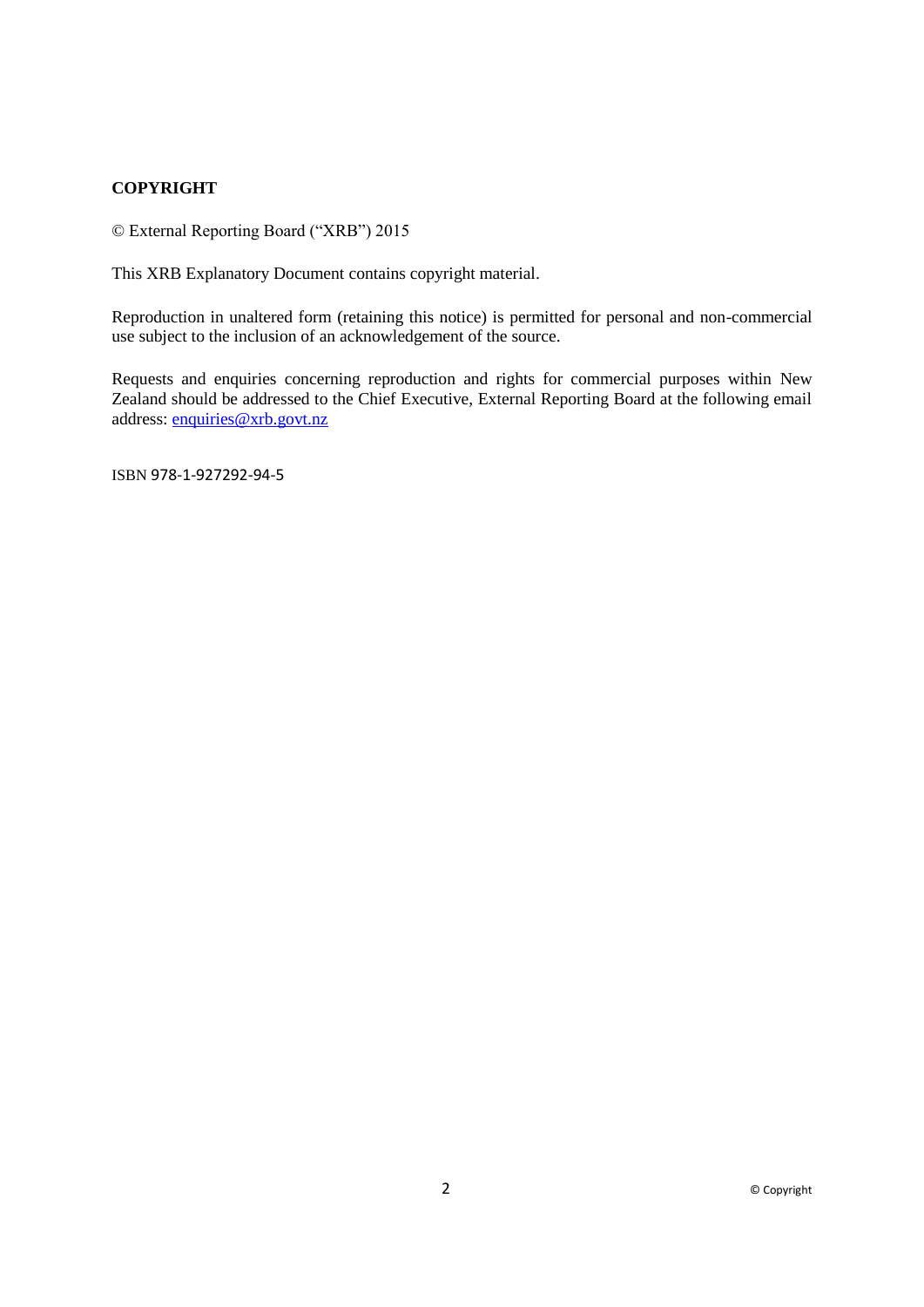**COPYRIGHT**

© External Reporting Board ("XRB") 2015

This XRB Explanatory Document contains copyright material.

Reproduction in unaltered form (retaining this notice) is permitted for personal and non-commercial use subject to the inclusion of an acknowledgement of the source.

Requests and enquiries concerning reproduction and rights for commercial purposes within New Zealand should be addressed to the Chief Executive, External Reporting Board at the following email address: enquiries@xrb.govt.nz

ISBN 978-1-927292-94-5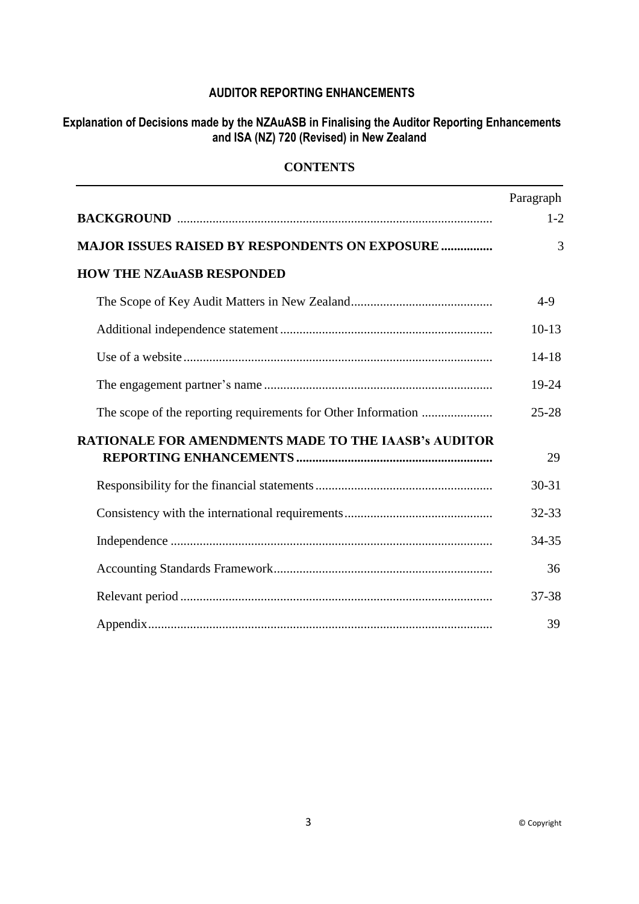## AUDITOR REPORTING ENHANCEMENTS

### Explanation of Decisions made by the NZAuASB in Finalising the Auditor Reporting Enhancements and ISA (NZ) 720 (Revised) in New Zealand

**CONTENTS**

| | Paragraph |
|---|---|
| **BACKGROUND** | 1-2 |
| **MAJOR ISSUES RAISED BY RESPONDENTS ON EXPOSURE** | 3 |
| **HOW THE NZAuASB RESPONDED** | |
| The Scope of Key Audit Matters in New Zealand | 4-9 |
| Additional independence statement | 10-13 |
| Use of a website | 14-18 |
| The engagement partner's name | 19-24 |
| The scope of the reporting requirements for Other Information | 25-28 |
| **RATIONALE FOR AMENDMENTS MADE TO THE IAASB's AUDITOR REPORTING ENHANCEMENTS** | 29 |
| Responsibility for the financial statements | 30-31 |
| Consistency with the international requirements | 32-33 |
| Independence | 34-35 |
| Accounting Standards Framework | 36 |
| Relevant period | 37-38 |
| Appendix | 39 |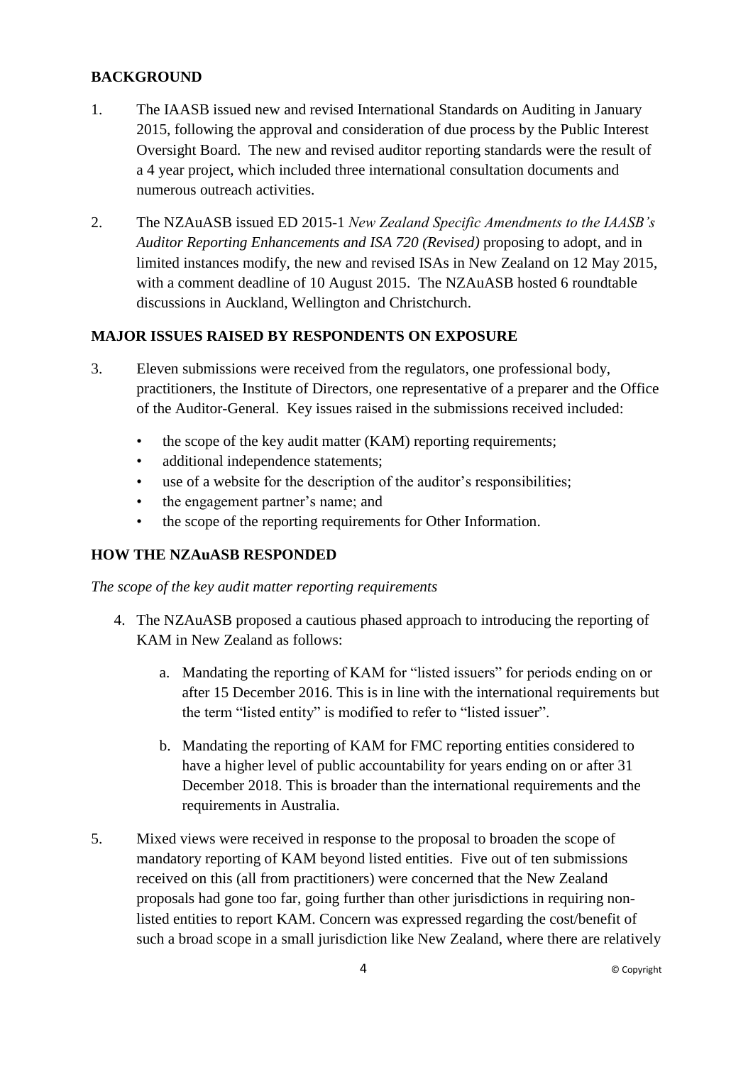## BACKGROUND

1. The IAASB issued new and revised International Standards on Auditing in January 2015, following the approval and consideration of due process by the Public Interest Oversight Board. The new and revised auditor reporting standards were the result of a 4 year project, which included three international consultation documents and numerous outreach activities.

2. The NZAuASB issued ED 2015-1 *New Zealand Specific Amendments to the IAASB's Auditor Reporting Enhancements and ISA 720 (Revised)* proposing to adopt, and in limited instances modify, the new and revised ISAs in New Zealand on 12 May 2015, with a comment deadline of 10 August 2015. The NZAuASB hosted 6 roundtable discussions in Auckland, Wellington and Christchurch.

## MAJOR ISSUES RAISED BY RESPONDENTS ON EXPOSURE

3. Eleven submissions were received from the regulators, one professional body, practitioners, the Institute of Directors, one representative of a preparer and the Office of the Auditor-General. Key issues raised in the submissions received included:
   - the scope of the key audit matter (KAM) reporting requirements;
   - additional independence statements;
   - use of a website for the description of the auditor's responsibilities;
   - the engagement partner's name; and
   - the scope of the reporting requirements for Other Information.

## HOW THE NZAuASB RESPONDED

*The scope of the key audit matter reporting requirements*

4. The NZAuASB proposed a cautious phased approach to introducing the reporting of KAM in New Zealand as follows:

   a. Mandating the reporting of KAM for "listed issuers" for periods ending on or after 15 December 2016. This is in line with the international requirements but the term "listed entity" is modified to refer to "listed issuer".

   b. Mandating the reporting of KAM for FMC reporting entities considered to have a higher level of public accountability for years ending on or after 31 December 2018. This is broader than the international requirements and the requirements in Australia.

5. Mixed views were received in response to the proposal to broaden the scope of mandatory reporting of KAM beyond listed entities. Five out of ten submissions received on this (all from practitioners) were concerned that the New Zealand proposals had gone too far, going further than other jurisdictions in requiring non-listed entities to report KAM. Concern was expressed regarding the cost/benefit of such a broad scope in a small jurisdiction like New Zealand, where there are relatively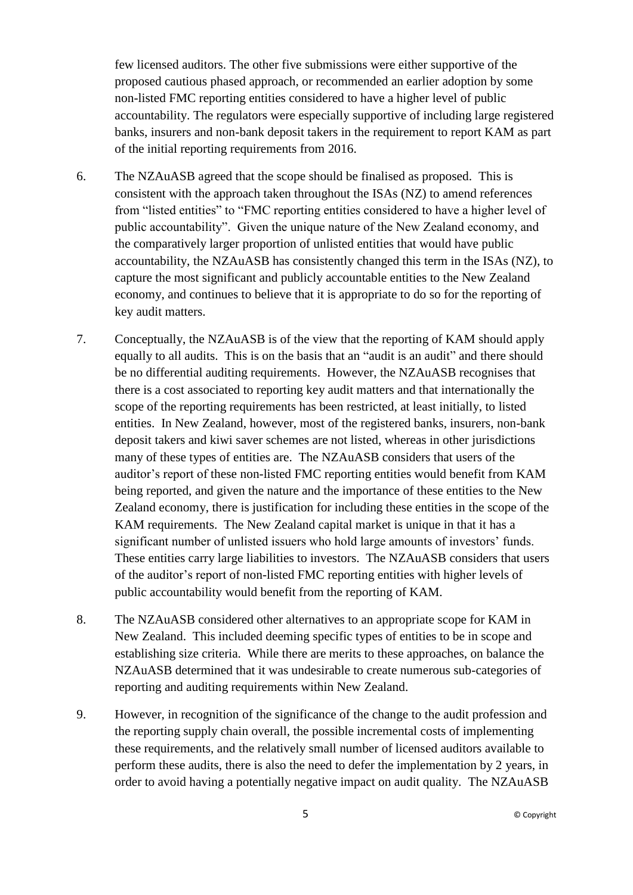few licensed auditors. The other five submissions were either supportive of the proposed cautious phased approach, or recommended an earlier adoption by some non-listed FMC reporting entities considered to have a higher level of public accountability. The regulators were especially supportive of including large registered banks, insurers and non-bank deposit takers in the requirement to report KAM as part of the initial reporting requirements from 2016.

6. The NZAuASB agreed that the scope should be finalised as proposed. This is consistent with the approach taken throughout the ISAs (NZ) to amend references from "listed entities" to "FMC reporting entities considered to have a higher level of public accountability". Given the unique nature of the New Zealand economy, and the comparatively larger proportion of unlisted entities that would have public accountability, the NZAuASB has consistently changed this term in the ISAs (NZ), to capture the most significant and publicly accountable entities to the New Zealand economy, and continues to believe that it is appropriate to do so for the reporting of key audit matters.

7. Conceptually, the NZAuASB is of the view that the reporting of KAM should apply equally to all audits. This is on the basis that an "audit is an audit" and there should be no differential auditing requirements. However, the NZAuASB recognises that there is a cost associated to reporting key audit matters and that internationally the scope of the reporting requirements has been restricted, at least initially, to listed entities. In New Zealand, however, most of the registered banks, insurers, non-bank deposit takers and kiwi saver schemes are not listed, whereas in other jurisdictions many of these types of entities are. The NZAuASB considers that users of the auditor's report of these non-listed FMC reporting entities would benefit from KAM being reported, and given the nature and the importance of these entities to the New Zealand economy, there is justification for including these entities in the scope of the KAM requirements. The New Zealand capital market is unique in that it has a significant number of unlisted issuers who hold large amounts of investors' funds. These entities carry large liabilities to investors. The NZAuASB considers that users of the auditor's report of non-listed FMC reporting entities with higher levels of public accountability would benefit from the reporting of KAM.

8. The NZAuASB considered other alternatives to an appropriate scope for KAM in New Zealand. This included deeming specific types of entities to be in scope and establishing size criteria. While there are merits to these approaches, on balance the NZAuASB determined that it was undesirable to create numerous sub-categories of reporting and auditing requirements within New Zealand.

9. However, in recognition of the significance of the change to the audit profession and the reporting supply chain overall, the possible incremental costs of implementing these requirements, and the relatively small number of licensed auditors available to perform these audits, there is also the need to defer the implementation by 2 years, in order to avoid having a potentially negative impact on audit quality. The NZAuASB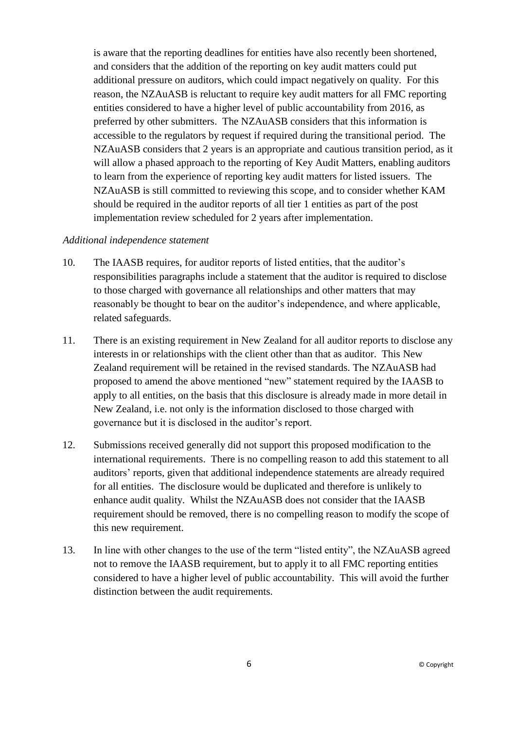is aware that the reporting deadlines for entities have also recently been shortened, and considers that the addition of the reporting on key audit matters could put additional pressure on auditors, which could impact negatively on quality. For this reason, the NZAuASB is reluctant to require key audit matters for all FMC reporting entities considered to have a higher level of public accountability from 2016, as preferred by other submitters. The NZAuASB considers that this information is accessible to the regulators by request if required during the transitional period. The NZAuASB considers that 2 years is an appropriate and cautious transition period, as it will allow a phased approach to the reporting of Key Audit Matters, enabling auditors to learn from the experience of reporting key audit matters for listed issuers. The NZAuASB is still committed to reviewing this scope, and to consider whether KAM should be required in the auditor reports of all tier 1 entities as part of the post implementation review scheduled for 2 years after implementation.

*Additional independence statement*

10. The IAASB requires, for auditor reports of listed entities, that the auditor's responsibilities paragraphs include a statement that the auditor is required to disclose to those charged with governance all relationships and other matters that may reasonably be thought to bear on the auditor's independence, and where applicable, related safeguards.

11. There is an existing requirement in New Zealand for all auditor reports to disclose any interests in or relationships with the client other than that as auditor. This New Zealand requirement will be retained in the revised standards. The NZAuASB had proposed to amend the above mentioned "new" statement required by the IAASB to apply to all entities, on the basis that this disclosure is already made in more detail in New Zealand, i.e. not only is the information disclosed to those charged with governance but it is disclosed in the auditor's report.

12. Submissions received generally did not support this proposed modification to the international requirements. There is no compelling reason to add this statement to all auditors' reports, given that additional independence statements are already required for all entities. The disclosure would be duplicated and therefore is unlikely to enhance audit quality. Whilst the NZAuASB does not consider that the IAASB requirement should be removed, there is no compelling reason to modify the scope of this new requirement.

13. In line with other changes to the use of the term "listed entity", the NZAuASB agreed not to remove the IAASB requirement, but to apply it to all FMC reporting entities considered to have a higher level of public accountability. This will avoid the further distinction between the audit requirements.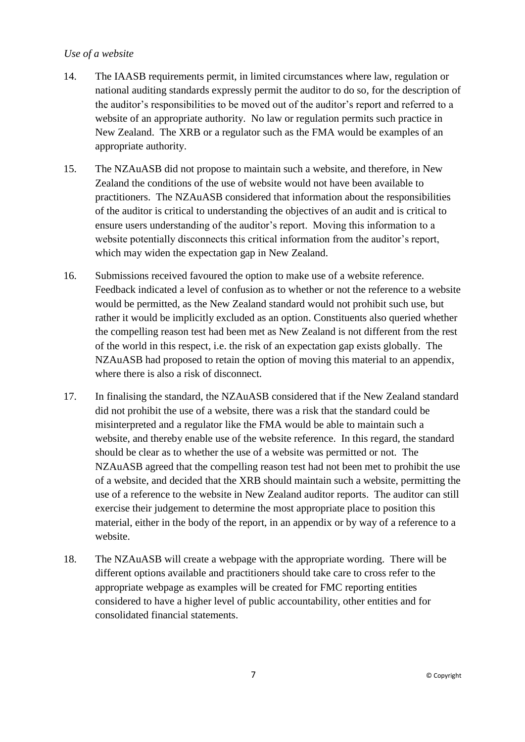*Use of a website*

14. The IAASB requirements permit, in limited circumstances where law, regulation or national auditing standards expressly permit the auditor to do so, for the description of the auditor's responsibilities to be moved out of the auditor's report and referred to a website of an appropriate authority. No law or regulation permits such practice in New Zealand. The XRB or a regulator such as the FMA would be examples of an appropriate authority.

15. The NZAuASB did not propose to maintain such a website, and therefore, in New Zealand the conditions of the use of website would not have been available to practitioners. The NZAuASB considered that information about the responsibilities of the auditor is critical to understanding the objectives of an audit and is critical to ensure users understanding of the auditor's report. Moving this information to a website potentially disconnects this critical information from the auditor's report, which may widen the expectation gap in New Zealand.

16. Submissions received favoured the option to make use of a website reference. Feedback indicated a level of confusion as to whether or not the reference to a website would be permitted, as the New Zealand standard would not prohibit such use, but rather it would be implicitly excluded as an option. Constituents also queried whether the compelling reason test had been met as New Zealand is not different from the rest of the world in this respect, i.e. the risk of an expectation gap exists globally. The NZAuASB had proposed to retain the option of moving this material to an appendix, where there is also a risk of disconnect.

17. In finalising the standard, the NZAuASB considered that if the New Zealand standard did not prohibit the use of a website, there was a risk that the standard could be misinterpreted and a regulator like the FMA would be able to maintain such a website, and thereby enable use of the website reference. In this regard, the standard should be clear as to whether the use of a website was permitted or not. The NZAuASB agreed that the compelling reason test had not been met to prohibit the use of a website, and decided that the XRB should maintain such a website, permitting the use of a reference to the website in New Zealand auditor reports. The auditor can still exercise their judgement to determine the most appropriate place to position this material, either in the body of the report, in an appendix or by way of a reference to a website.

18. The NZAuASB will create a webpage with the appropriate wording. There will be different options available and practitioners should take care to cross refer to the appropriate webpage as examples will be created for FMC reporting entities considered to have a higher level of public accountability, other entities and for consolidated financial statements.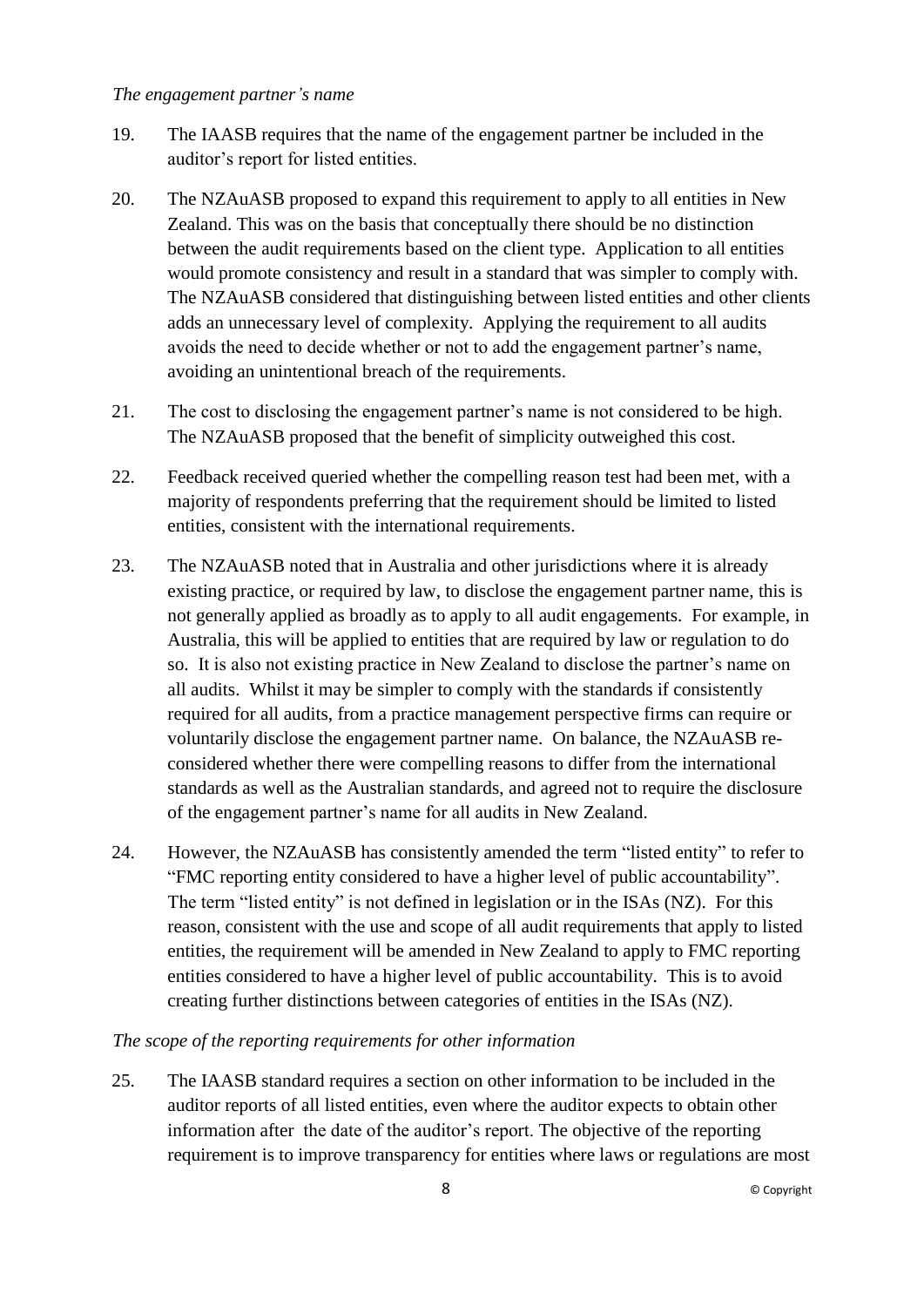*The engagement partner's name*

19. The IAASB requires that the name of the engagement partner be included in the auditor's report for listed entities.

20. The NZAuASB proposed to expand this requirement to apply to all entities in New Zealand. This was on the basis that conceptually there should be no distinction between the audit requirements based on the client type. Application to all entities would promote consistency and result in a standard that was simpler to comply with. The NZAuASB considered that distinguishing between listed entities and other clients adds an unnecessary level of complexity. Applying the requirement to all audits avoids the need to decide whether or not to add the engagement partner's name, avoiding an unintentional breach of the requirements.

21. The cost to disclosing the engagement partner's name is not considered to be high. The NZAuASB proposed that the benefit of simplicity outweighed this cost.

22. Feedback received queried whether the compelling reason test had been met, with a majority of respondents preferring that the requirement should be limited to listed entities, consistent with the international requirements.

23. The NZAuASB noted that in Australia and other jurisdictions where it is already existing practice, or required by law, to disclose the engagement partner name, this is not generally applied as broadly as to apply to all audit engagements. For example, in Australia, this will be applied to entities that are required by law or regulation to do so. It is also not existing practice in New Zealand to disclose the partner's name on all audits. Whilst it may be simpler to comply with the standards if consistently required for all audits, from a practice management perspective firms can require or voluntarily disclose the engagement partner name. On balance, the NZAuASB re-considered whether there were compelling reasons to differ from the international standards as well as the Australian standards, and agreed not to require the disclosure of the engagement partner's name for all audits in New Zealand.

24. However, the NZAuASB has consistently amended the term "listed entity" to refer to "FMC reporting entity considered to have a higher level of public accountability". The term "listed entity" is not defined in legislation or in the ISAs (NZ). For this reason, consistent with the use and scope of all audit requirements that apply to listed entities, the requirement will be amended in New Zealand to apply to FMC reporting entities considered to have a higher level of public accountability. This is to avoid creating further distinctions between categories of entities in the ISAs (NZ).

*The scope of the reporting requirements for other information*

25. The IAASB standard requires a section on other information to be included in the auditor reports of all listed entities, even where the auditor expects to obtain other information after the date of the auditor's report. The objective of the reporting requirement is to improve transparency for entities where laws or regulations are most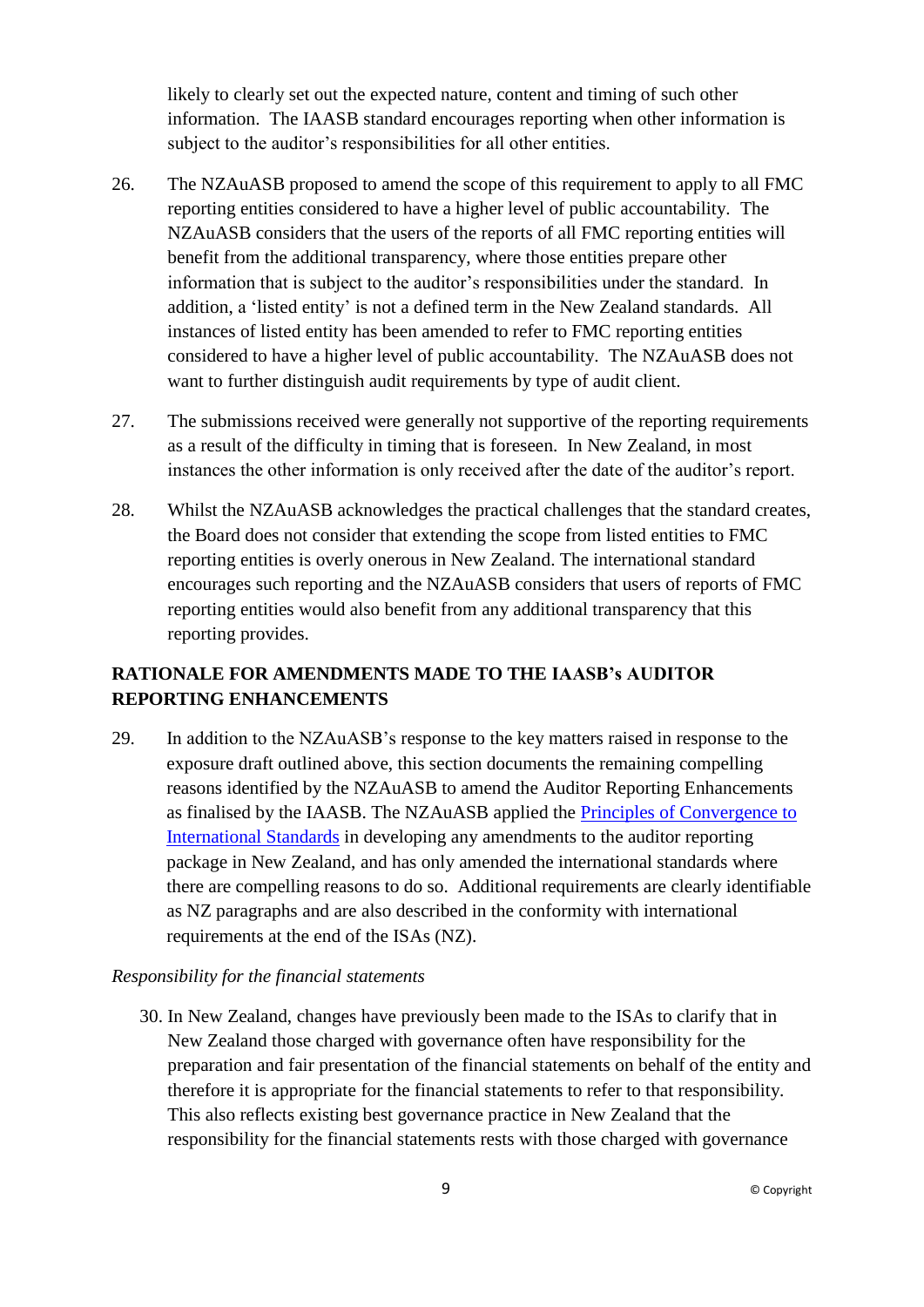likely to clearly set out the expected nature, content and timing of such other information. The IAASB standard encourages reporting when other information is subject to the auditor's responsibilities for all other entities.

26. The NZAuASB proposed to amend the scope of this requirement to apply to all FMC reporting entities considered to have a higher level of public accountability. The NZAuASB considers that the users of the reports of all FMC reporting entities will benefit from the additional transparency, where those entities prepare other information that is subject to the auditor's responsibilities under the standard. In addition, a 'listed entity' is not a defined term in the New Zealand standards. All instances of listed entity has been amended to refer to FMC reporting entities considered to have a higher level of public accountability. The NZAuASB does not want to further distinguish audit requirements by type of audit client.

27. The submissions received were generally not supportive of the reporting requirements as a result of the difficulty in timing that is foreseen. In New Zealand, in most instances the other information is only received after the date of the auditor's report.

28. Whilst the NZAuASB acknowledges the practical challenges that the standard creates, the Board does not consider that extending the scope from listed entities to FMC reporting entities is overly onerous in New Zealand. The international standard encourages such reporting and the NZAuASB considers that users of reports of FMC reporting entities would also benefit from any additional transparency that this reporting provides.

## RATIONALE FOR AMENDMENTS MADE TO THE IAASB's AUDITOR REPORTING ENHANCEMENTS

29. In addition to the NZAuASB's response to the key matters raised in response to the exposure draft outlined above, this section documents the remaining compelling reasons identified by the NZAuASB to amend the Auditor Reporting Enhancements as finalised by the IAASB. The NZAuASB applied the Principles of Convergence to International Standards in developing any amendments to the auditor reporting package in New Zealand, and has only amended the international standards where there are compelling reasons to do so. Additional requirements are clearly identifiable as NZ paragraphs and are also described in the conformity with international requirements at the end of the ISAs (NZ).

*Responsibility for the financial statements*

30. In New Zealand, changes have previously been made to the ISAs to clarify that in New Zealand those charged with governance often have responsibility for the preparation and fair presentation of the financial statements on behalf of the entity and therefore it is appropriate for the financial statements to refer to that responsibility. This also reflects existing best governance practice in New Zealand that the responsibility for the financial statements rests with those charged with governance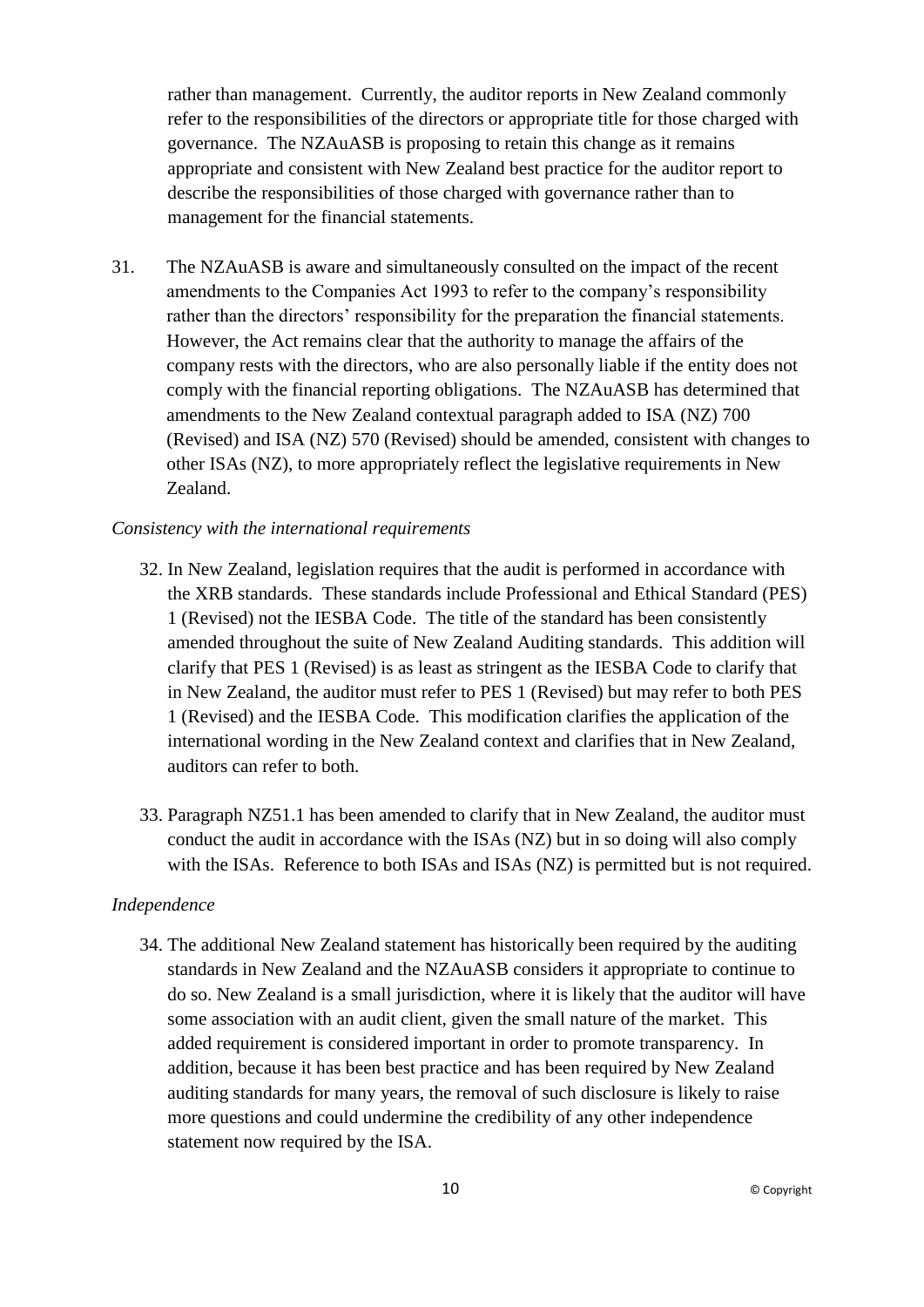rather than management. Currently, the auditor reports in New Zealand commonly refer to the responsibilities of the directors or appropriate title for those charged with governance. The NZAuASB is proposing to retain this change as it remains appropriate and consistent with New Zealand best practice for the auditor report to describe the responsibilities of those charged with governance rather than to management for the financial statements.

31. The NZAuASB is aware and simultaneously consulted on the impact of the recent amendments to the Companies Act 1993 to refer to the company's responsibility rather than the directors' responsibility for the preparation the financial statements. However, the Act remains clear that the authority to manage the affairs of the company rests with the directors, who are also personally liable if the entity does not comply with the financial reporting obligations. The NZAuASB has determined that amendments to the New Zealand contextual paragraph added to ISA (NZ) 700 (Revised) and ISA (NZ) 570 (Revised) should be amended, consistent with changes to other ISAs (NZ), to more appropriately reflect the legislative requirements in New Zealand.

*Consistency with the international requirements*

32. In New Zealand, legislation requires that the audit is performed in accordance with the XRB standards. These standards include Professional and Ethical Standard (PES) 1 (Revised) not the IESBA Code. The title of the standard has been consistently amended throughout the suite of New Zealand Auditing standards. This addition will clarify that PES 1 (Revised) is as least as stringent as the IESBA Code to clarify that in New Zealand, the auditor must refer to PES 1 (Revised) but may refer to both PES 1 (Revised) and the IESBA Code. This modification clarifies the application of the international wording in the New Zealand context and clarifies that in New Zealand, auditors can refer to both.

33. Paragraph NZ51.1 has been amended to clarify that in New Zealand, the auditor must conduct the audit in accordance with the ISAs (NZ) but in so doing will also comply with the ISAs. Reference to both ISAs and ISAs (NZ) is permitted but is not required.

*Independence*

34. The additional New Zealand statement has historically been required by the auditing standards in New Zealand and the NZAuASB considers it appropriate to continue to do so. New Zealand is a small jurisdiction, where it is likely that the auditor will have some association with an audit client, given the small nature of the market. This added requirement is considered important in order to promote transparency. In addition, because it has been best practice and has been required by New Zealand auditing standards for many years, the removal of such disclosure is likely to raise more questions and could undermine the credibility of any other independence statement now required by the ISA.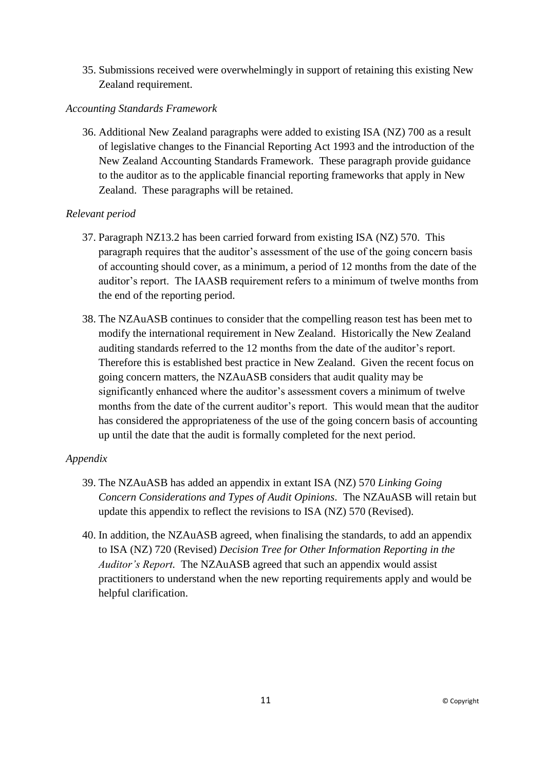35. Submissions received were overwhelmingly in support of retaining this existing New Zealand requirement.

*Accounting Standards Framework*

36. Additional New Zealand paragraphs were added to existing ISA (NZ) 700 as a result of legislative changes to the Financial Reporting Act 1993 and the introduction of the New Zealand Accounting Standards Framework. These paragraph provide guidance to the auditor as to the applicable financial reporting frameworks that apply in New Zealand. These paragraphs will be retained.

*Relevant period*

37. Paragraph NZ13.2 has been carried forward from existing ISA (NZ) 570. This paragraph requires that the auditor's assessment of the use of the going concern basis of accounting should cover, as a minimum, a period of 12 months from the date of the auditor's report. The IAASB requirement refers to a minimum of twelve months from the end of the reporting period.

38. The NZAuASB continues to consider that the compelling reason test has been met to modify the international requirement in New Zealand. Historically the New Zealand auditing standards referred to the 12 months from the date of the auditor's report. Therefore this is established best practice in New Zealand. Given the recent focus on going concern matters, the NZAuASB considers that audit quality may be significantly enhanced where the auditor's assessment covers a minimum of twelve months from the date of the current auditor's report. This would mean that the auditor has considered the appropriateness of the use of the going concern basis of accounting up until the date that the audit is formally completed for the next period.

*Appendix*

39. The NZAuASB has added an appendix in extant ISA (NZ) 570 *Linking Going Concern Considerations and Types of Audit Opinions*. The NZAuASB will retain but update this appendix to reflect the revisions to ISA (NZ) 570 (Revised).

40. In addition, the NZAuASB agreed, when finalising the standards, to add an appendix to ISA (NZ) 720 (Revised) *Decision Tree for Other Information Reporting in the Auditor's Report*. The NZAuASB agreed that such an appendix would assist practitioners to understand when the new reporting requirements apply and would be helpful clarification.